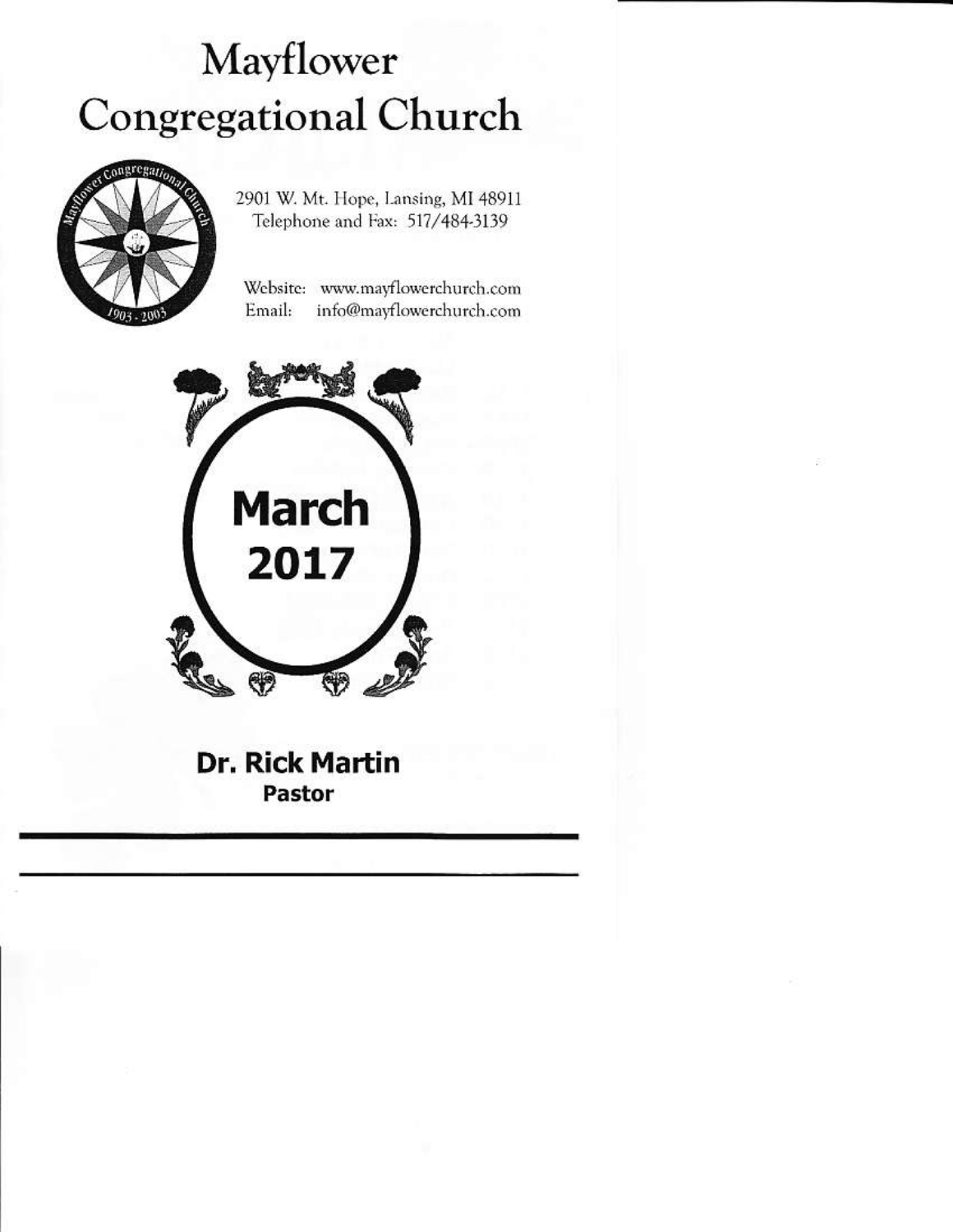# Mayflower Congregational Church

2901 W. Mt. Hope, Lansing, MI 48911
Telephone and Fax: 517/484-3139

Website: www.mayflowerchurch.com
Email: info@mayflowerchurch.com

## March 2017

**Dr. Rick Martin**
**Pastor**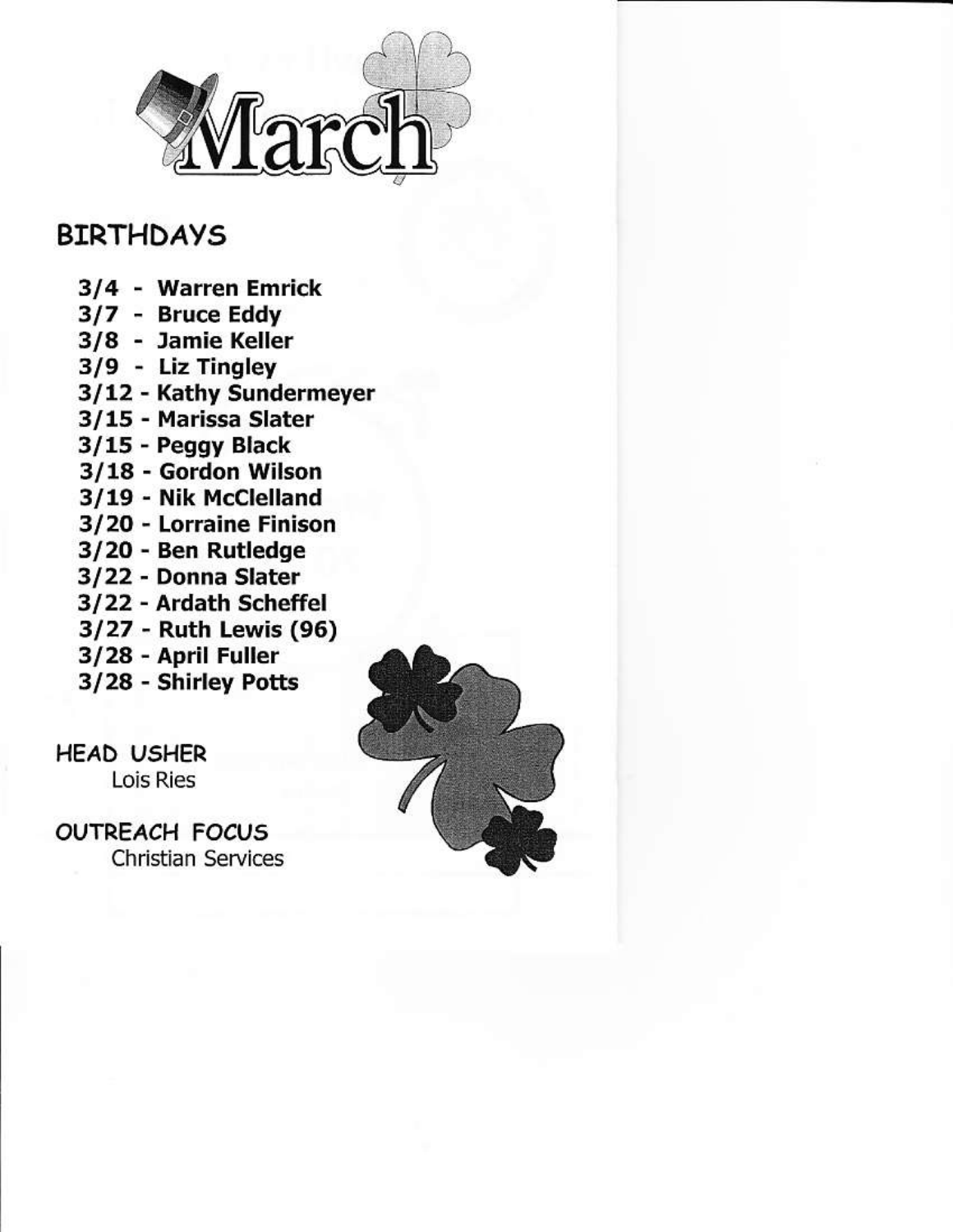# March

## BIRTHDAYS

- **3/4 - Warren Emrick**
- **3/7 - Bruce Eddy**
- **3/8 - Jamie Keller**
- **3/9 - Liz Tingley**
- **3/12 - Kathy Sundermeyer**
- **3/15 - Marissa Slater**
- **3/15 - Peggy Black**
- **3/18 - Gordon Wilson**
- **3/19 - Nik McClelland**
- **3/20 - Lorraine Finison**
- **3/20 - Ben Rutledge**
- **3/22 - Donna Slater**
- **3/22 - Ardath Scheffel**
- **3/27 - Ruth Lewis (96)**
- **3/28 - April Fuller**
- **3/28 - Shirley Potts**

## HEAD USHER

Lois Ries

## OUTREACH FOCUS

Christian Services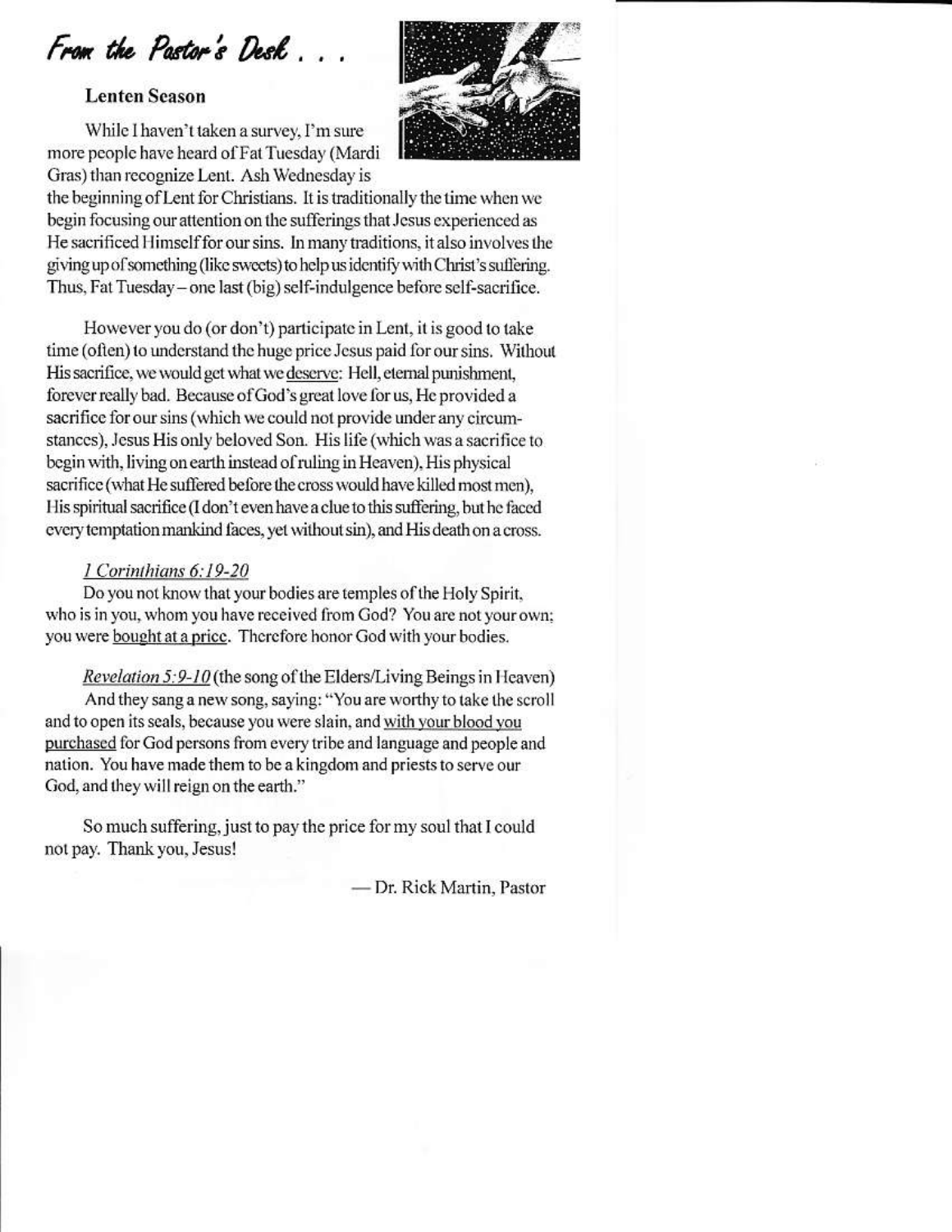# *From the Pastor's Desk . . .*

## Lenten Season

While I haven't taken a survey, I'm sure more people have heard of Fat Tuesday (Mardi Gras) than recognize Lent. Ash Wednesday is the beginning of Lent for Christians. It is traditionally the time when we begin focusing our attention on the sufferings that Jesus experienced as He sacrificed Himself for our sins. In many traditions, it also involves the giving up of something (like sweets) to help us identify with Christ's suffering. Thus, Fat Tuesday – one last (big) self-indulgence before self-sacrifice.

However you do (or don't) participate in Lent, it is good to take time (often) to understand the huge price Jesus paid for our sins. Without His sacrifice, we would get what we deserve: Hell, eternal punishment, forever really bad. Because of God's great love for us, He provided a sacrifice for our sins (which we could not provide under any circumstances), Jesus His only beloved Son. His life (which was a sacrifice to begin with, living on earth instead of ruling in Heaven), His physical sacrifice (what He suffered before the cross would have killed most men), His spiritual sacrifice (I don't even have a clue to this suffering, but he faced every temptation mankind faces, yet without sin), and His death on a cross.

*1 Corinthians 6:19-20*

Do you not know that your bodies are temples of the Holy Spirit, who is in you, whom you have received from God? You are not your own; you were bought at a price. Therefore honor God with your bodies.

*Revelation 5:9-10* (the song of the Elders/Living Beings in Heaven)

And they sang a new song, saying: "You are worthy to take the scroll and to open its seals, because you were slain, and with your blood you purchased for God persons from every tribe and language and people and nation. You have made them to be a kingdom and priests to serve our God, and they will reign on the earth."

So much suffering, just to pay the price for my soul that I could not pay. Thank you, Jesus!

— Dr. Rick Martin, Pastor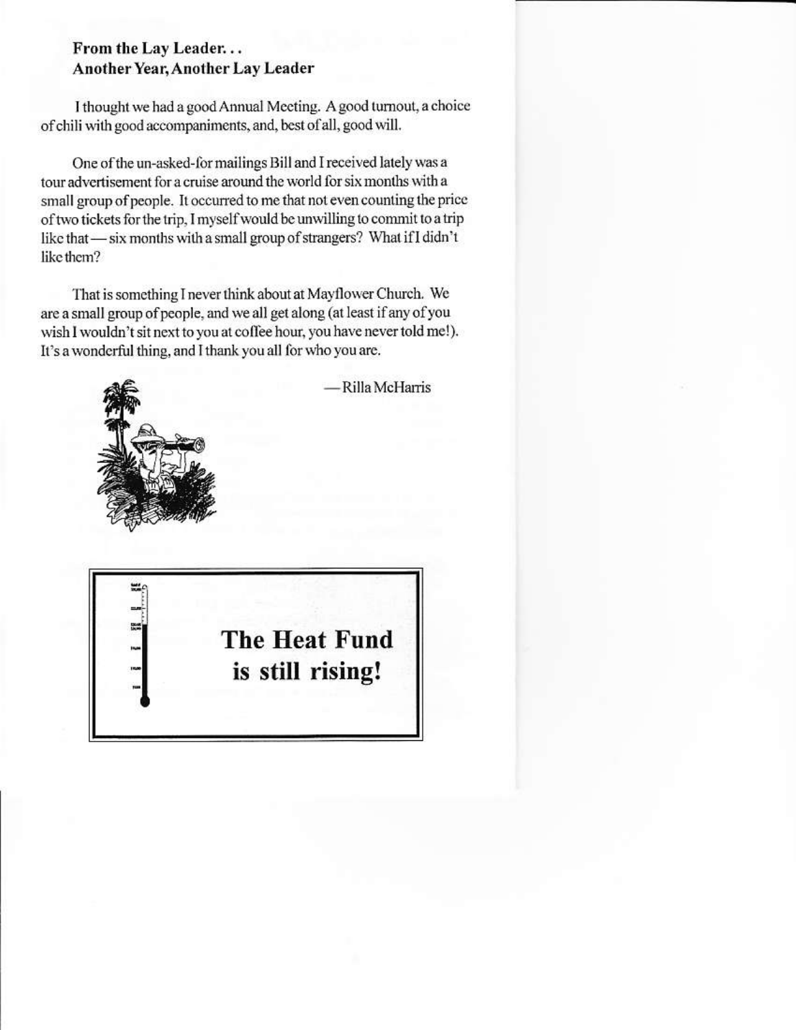**From the Lay Leader...**
**Another Year, Another Lay Leader**

I thought we had a good Annual Meeting. A good turnout, a choice of chili with good accompaniments, and, best of all, good will.

One of the un-asked-for mailings Bill and I received lately was a tour advertisement for a cruise around the world for six months with a small group of people. It occurred to me that not even counting the price of two tickets for the trip, I myself would be unwilling to commit to a trip like that — six months with a small group of strangers? What if I didn't like them?

That is something I never think about at Mayflower Church. We are a small group of people, and we all get along (at least if any of you wish I wouldn't sit next to you at coffee hour, you have never told me!). It's a wonderful thing, and I thank you all for who you are.

—Rilla McHarris

**The Heat Fund is still rising!**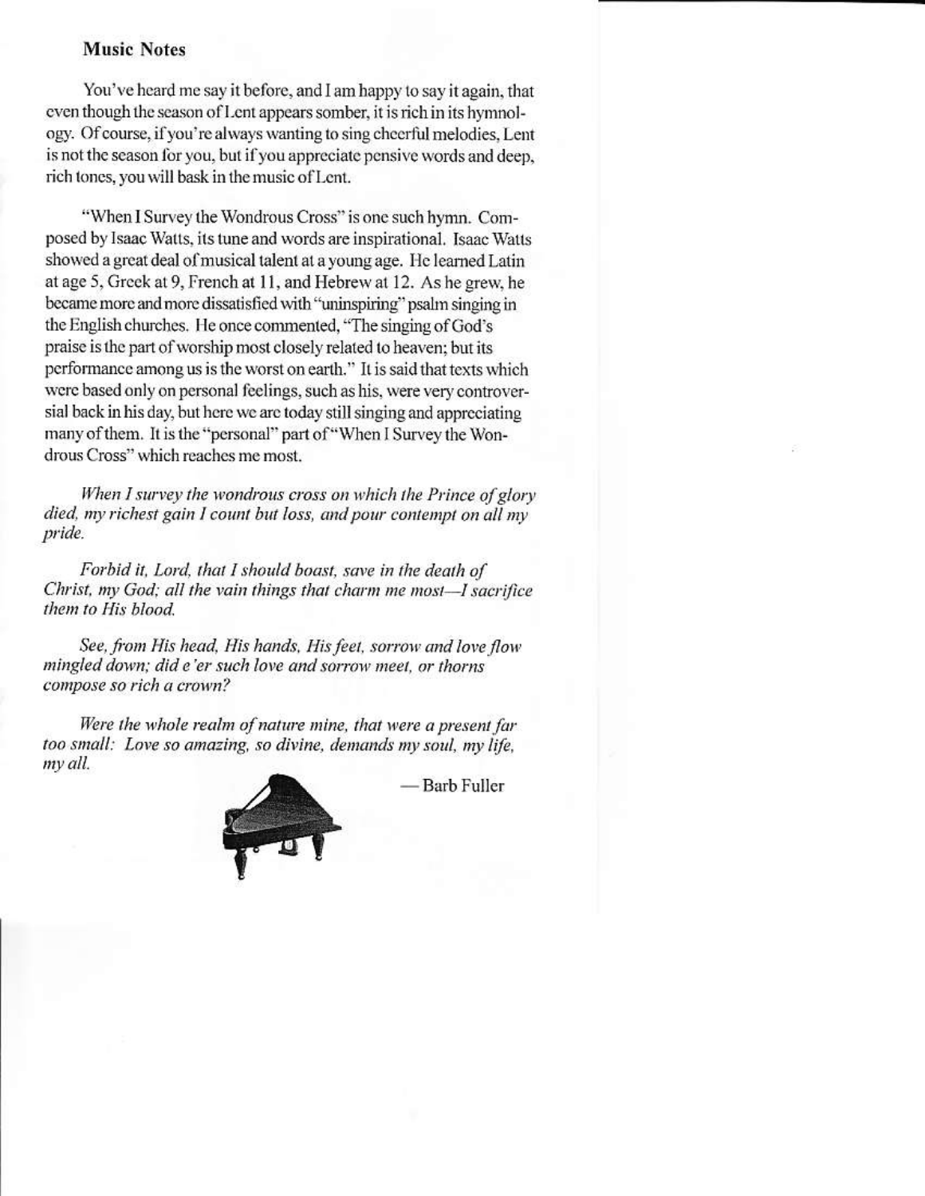## Music Notes

You've heard me say it before, and I am happy to say it again, that even though the season of Lent appears somber, it is rich in its hymnology. Of course, if you're always wanting to sing cheerful melodies, Lent is not the season for you, but if you appreciate pensive words and deep, rich tones, you will bask in the music of Lent.

"When I Survey the Wondrous Cross" is one such hymn. Composed by Isaac Watts, its tune and words are inspirational. Isaac Watts showed a great deal of musical talent at a young age. He learned Latin at age 5, Greek at 9, French at 11, and Hebrew at 12. As he grew, he became more and more dissatisfied with "uninspiring" psalm singing in the English churches. He once commented, "The singing of God's praise is the part of worship most closely related to heaven; but its performance among us is the worst on earth." It is said that texts which were based only on personal feelings, such as his, were very controversial back in his day, but here we are today still singing and appreciating many of them. It is the "personal" part of "When I Survey the Wondrous Cross" which reaches me most.

*When I survey the wondrous cross on which the Prince of glory died, my richest gain I count but loss, and pour contempt on all my pride.*

*Forbid it, Lord, that I should boast, save in the death of Christ, my God; all the vain things that charm me most—I sacrifice them to His blood.*

*See, from His head, His hands, His feet, sorrow and love flow mingled down; did e'er such love and sorrow meet, or thorns compose so rich a crown?*

*Were the whole realm of nature mine, that were a present far too small: Love so amazing, so divine, demands my soul, my life, my all.*

— Barb Fuller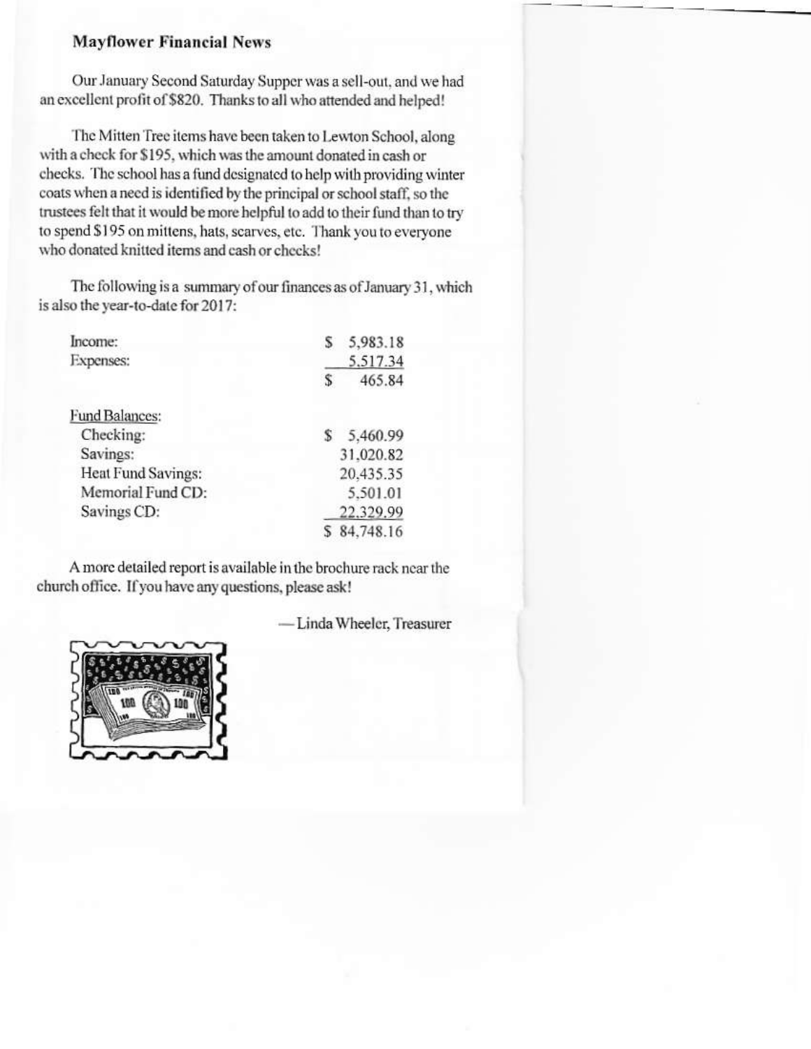## Mayflower Financial News

Our January Second Saturday Supper was a sell-out, and we had an excellent profit of $820. Thanks to all who attended and helped!

The Mitten Tree items have been taken to Lewton School, along with a check for $195, which was the amount donated in cash or checks. The school has a fund designated to help with providing winter coats when a need is identified by the principal or school staff, so the trustees felt that it would be more helpful to add to their fund than to try to spend $195 on mittens, hats, scarves, etc. Thank you to everyone who donated knitted items and cash or checks!

The following is a summary of our finances as of January 31, which is also the year-to-date for 2017:

| | |
|---|---|
| Income: | $ 5,983.18 |
| Expenses: | 5,517.34 |
| | $ 465.84 |

| Fund Balances: | |
|---|---|
| Checking: | $ 5,460.99 |
| Savings: | 31,020.82 |
| Heat Fund Savings: | 20,435.35 |
| Memorial Fund CD: | 5,501.01 |
| Savings CD: | 22,329.99 |
| | $ 84,748.16 |

A more detailed report is available in the brochure rack near the church office. If you have any questions, please ask!

— Linda Wheeler, Treasurer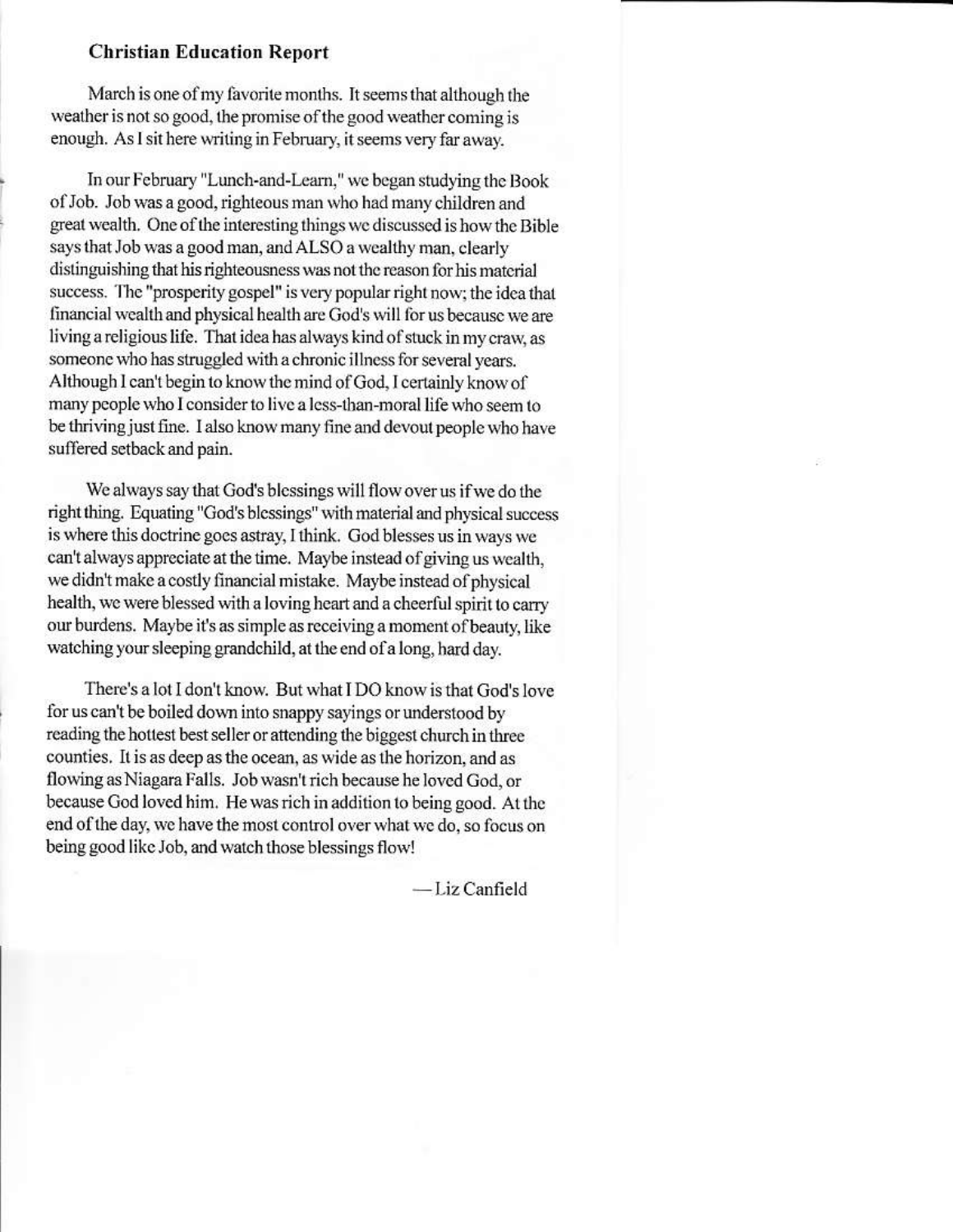### Christian Education Report

March is one of my favorite months. It seems that although the weather is not so good, the promise of the good weather coming is enough. As I sit here writing in February, it seems very far away.

In our February "Lunch-and-Learn," we began studying the Book of Job. Job was a good, righteous man who had many children and great wealth. One of the interesting things we discussed is how the Bible says that Job was a good man, and ALSO a wealthy man, clearly distinguishing that his righteousness was not the reason for his material success. The "prosperity gospel" is very popular right now; the idea that financial wealth and physical health are God's will for us because we are living a religious life. That idea has always kind of stuck in my craw, as someone who has struggled with a chronic illness for several years. Although I can't begin to know the mind of God, I certainly know of many people who I consider to live a less-than-moral life who seem to be thriving just fine. I also know many fine and devout people who have suffered setback and pain.

We always say that God's blessings will flow over us if we do the right thing. Equating "God's blessings" with material and physical success is where this doctrine goes astray, I think. God blesses us in ways we can't always appreciate at the time. Maybe instead of giving us wealth, we didn't make a costly financial mistake. Maybe instead of physical health, we were blessed with a loving heart and a cheerful spirit to carry our burdens. Maybe it's as simple as receiving a moment of beauty, like watching your sleeping grandchild, at the end of a long, hard day.

There's a lot I don't know. But what I DO know is that God's love for us can't be boiled down into snappy sayings or understood by reading the hottest best seller or attending the biggest church in three counties. It is as deep as the ocean, as wide as the horizon, and as flowing as Niagara Falls. Job wasn't rich because he loved God, or because God loved him. He was rich in addition to being good. At the end of the day, we have the most control over what we do, so focus on being good like Job, and watch those blessings flow!

—Liz Canfield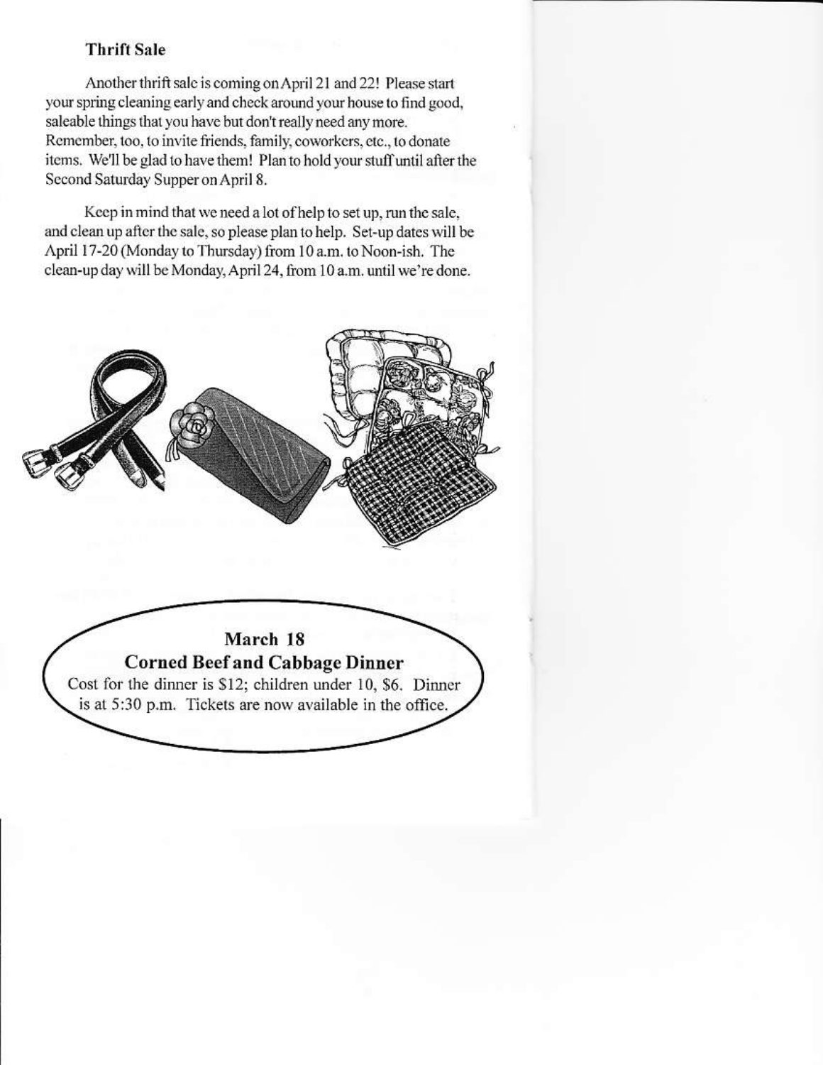## Thrift Sale

Another thrift sale is coming on April 21 and 22! Please start your spring cleaning early and check around your house to find good, saleable things that you have but don't really need any more. Remember, too, to invite friends, family, coworkers, etc., to donate items. We'll be glad to have them! Plan to hold your stuff until after the Second Saturday Supper on April 8.

Keep in mind that we need a lot of help to set up, run the sale, and clean up after the sale, so please plan to help. Set-up dates will be April 17-20 (Monday to Thursday) from 10 a.m. to Noon-ish. The clean-up day will be Monday, April 24, from 10 a.m. until we're done.

## March 18
## Corned Beef and Cabbage Dinner

Cost for the dinner is $12; children under 10, $6. Dinner is at 5:30 p.m. Tickets are now available in the office.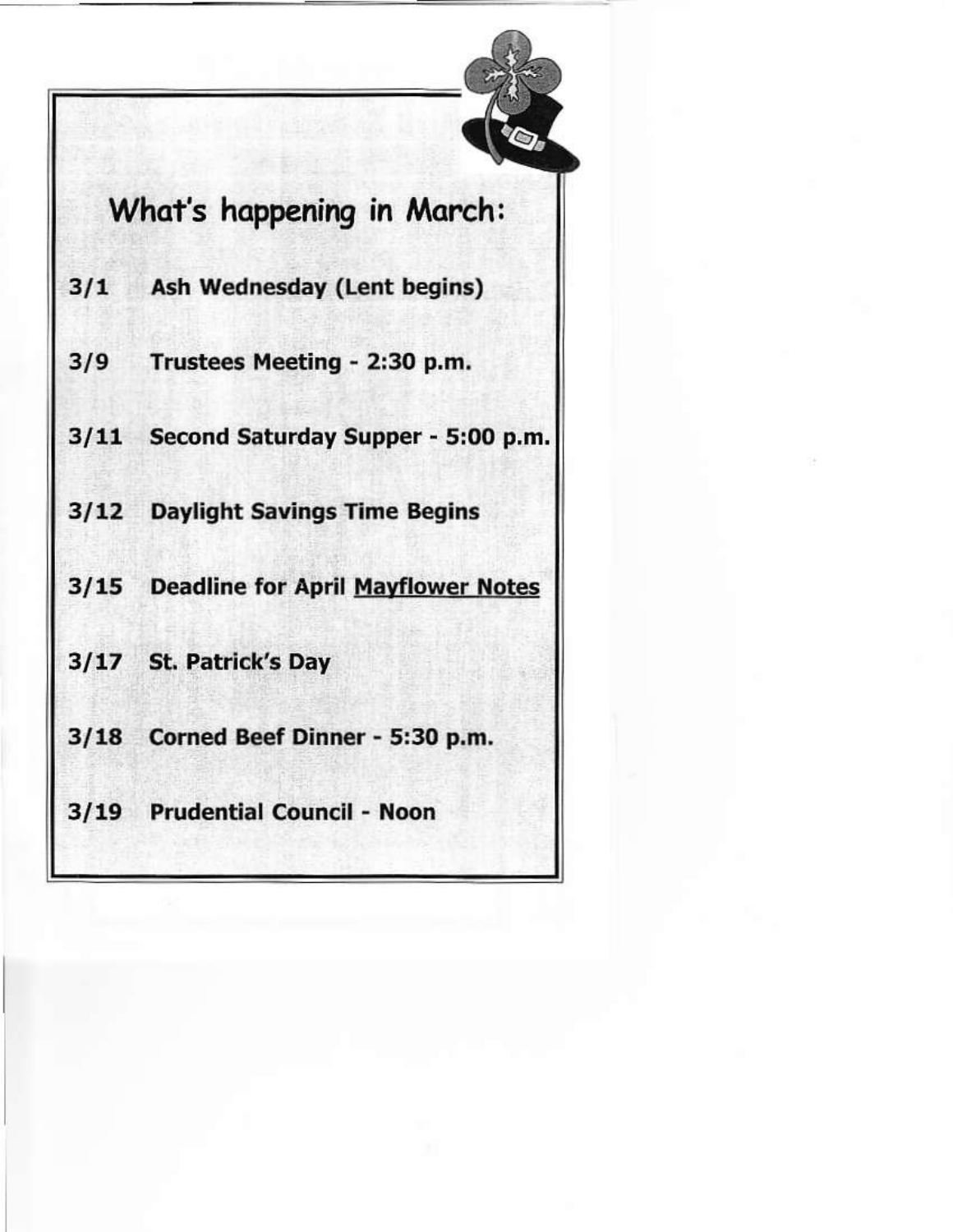## What's happening in March:

**3/1** **Ash Wednesday (Lent begins)**

**3/9** **Trustees Meeting - 2:30 p.m.**

**3/11** **Second Saturday Supper - 5:00 p.m.**

**3/12** **Daylight Savings Time Begins**

**3/15** **Deadline for April Mayflower Notes**

**3/17** **St. Patrick's Day**

**3/18** **Corned Beef Dinner - 5:30 p.m.**

**3/19** **Prudential Council - Noon**